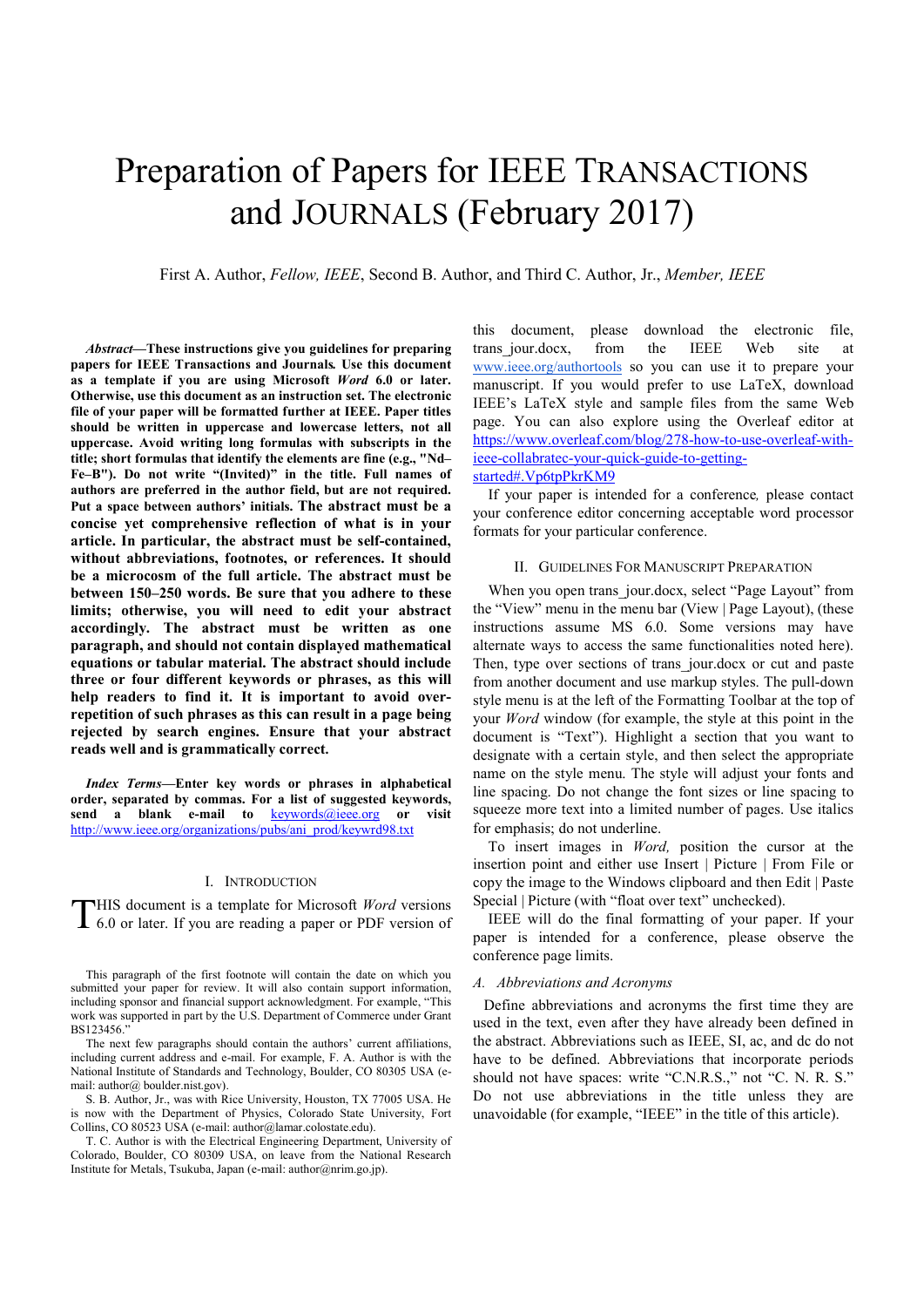# Preparation of Papers for IEEE TRANSACTIONS and JOURNALS (February 2017)

First A. Author, *Fellow, IEEE*, Second B. Author, and Third C. Author, Jr., *Member, IEEE*

***Abstract*—These instructions give you guidelines for preparing papers for IEEE Transactions and Journals. Use this document as a template if you are using Microsoft *Word* 6.0 or later. Otherwise, use this document as an instruction set. The electronic file of your paper will be formatted further at IEEE. Paper titles should be written in uppercase and lowercase letters, not all uppercase. Avoid writing long formulas with subscripts in the title; short formulas that identify the elements are fine (e.g., "Nd–Fe–B"). Do not write "(Invited)" in the title. Full names of authors are preferred in the author field, but are not required. Put a space between authors' initials. The abstract must be a concise yet comprehensive reflection of what is in your article. In particular, the abstract must be self-contained, without abbreviations, footnotes, or references. It should be a microcosm of the full article. The abstract must be between 150–250 words. Be sure that you adhere to these limits; otherwise, you will need to edit your abstract accordingly. The abstract must be written as one paragraph, and should not contain displayed mathematical equations or tabular material. The abstract should include three or four different keywords or phrases, as this will help readers to find it. It is important to avoid over-repetition of such phrases as this can result in a page being rejected by search engines. Ensure that your abstract reads well and is grammatically correct.**

***Index Terms*—Enter key words or phrases in alphabetical order, separated by commas. For a list of suggested keywords, send a blank e-mail to keywords@ieee.org or visit** http://www.ieee.org/organizations/pubs/ani_prod/keywrd98.txt

## I. INTRODUCTION

THIS document is a template for Microsoft *Word* versions 6.0 or later. If you are reading a paper or PDF version of this document, please download the electronic file, trans_jour.docx, from the IEEE Web site at www.ieee.org/authortools so you can use it to prepare your manuscript. If you would prefer to use LaTeX, download IEEE's LaTeX style and sample files from the same Web page. You can also explore using the Overleaf editor at https://www.overleaf.com/blog/278-how-to-use-overleaf-with-ieee-collabratec-your-quick-guide-to-getting-started#.Vp6tpPkrKM9

If your paper is intended for a conference*,* please contact your conference editor concerning acceptable word processor formats for your particular conference.

## II. GUIDELINES FOR MANUSCRIPT PREPARATION

When you open trans_jour.docx, select "Page Layout" from the "View" menu in the menu bar (View | Page Layout), (these instructions assume MS 6.0. Some versions may have alternate ways to access the same functionalities noted here). Then, type over sections of trans_jour.docx or cut and paste from another document and use markup styles. The pull-down style menu is at the left of the Formatting Toolbar at the top of your *Word* window (for example, the style at this point in the document is "Text"). Highlight a section that you want to designate with a certain style, and then select the appropriate name on the style menu. The style will adjust your fonts and line spacing. Do not change the font sizes or line spacing to squeeze more text into a limited number of pages. Use italics for emphasis; do not underline.

To insert images in *Word,* position the cursor at the insertion point and either use Insert | Picture | From File or copy the image to the Windows clipboard and then Edit | Paste Special | Picture (with "float over text" unchecked).

IEEE will do the final formatting of your paper. If your paper is intended for a conference, please observe the conference page limits.

### *A. Abbreviations and Acronyms*

Define abbreviations and acronyms the first time they are used in the text, even after they have already been defined in the abstract. Abbreviations such as IEEE, SI, ac, and dc do not have to be defined. Abbreviations that incorporate periods should not have spaces: write "C.N.R.S.," not "C. N. R. S." Do not use abbreviations in the title unless they are unavoidable (for example, "IEEE" in the title of this article).

This paragraph of the first footnote will contain the date on which you submitted your paper for review. It will also contain support information, including sponsor and financial support acknowledgment. For example, "This work was supported in part by the U.S. Department of Commerce under Grant BS123456."

The next few paragraphs should contain the authors' current affiliations, including current address and e-mail. For example, F. A. Author is with the National Institute of Standards and Technology, Boulder, CO 80305 USA (e-mail: author@ boulder.nist.gov).

S. B. Author, Jr., was with Rice University, Houston, TX 77005 USA. He is now with the Department of Physics, Colorado State University, Fort Collins, CO 80523 USA (e-mail: author@lamar.colostate.edu).

T. C. Author is with the Electrical Engineering Department, University of Colorado, Boulder, CO 80309 USA, on leave from the National Research Institute for Metals, Tsukuba, Japan (e-mail: author@nrim.go.jp).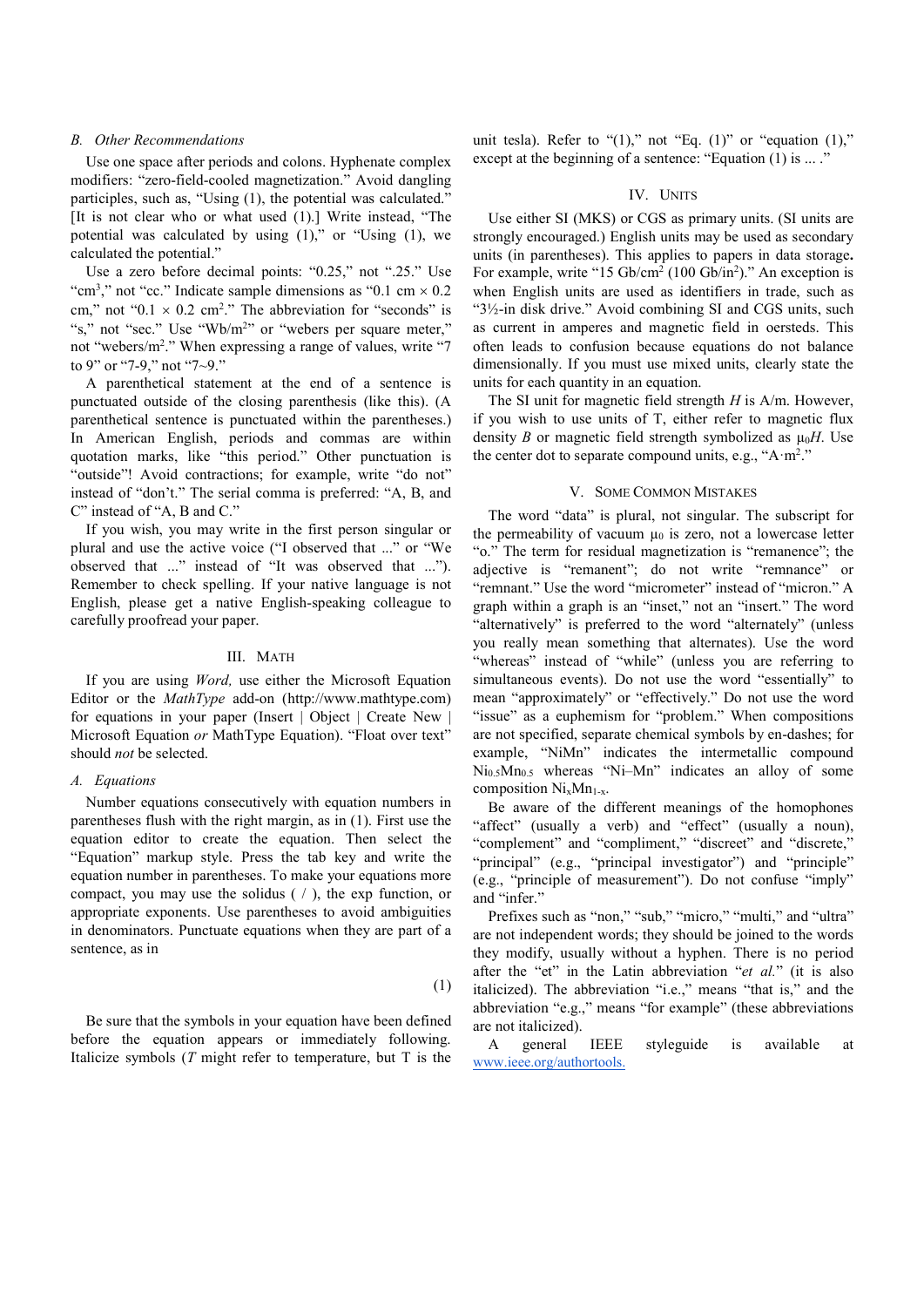### B. Other Recommendations

Use one space after periods and colons. Hyphenate complex modifiers: "zero-field-cooled magnetization." Avoid dangling participles, such as, "Using (1), the potential was calculated." [It is not clear who or what used (1).] Write instead, "The potential was calculated by using (1)," or "Using (1), we calculated the potential."

Use a zero before decimal points: "0.25," not ".25." Use "$cm^3$," not "cc." Indicate sample dimensions as "0.1 cm × 0.2 cm," not "0.1 × 0.2 $cm^2$." The abbreviation for "seconds" is "s," not "sec." Use "$Wb/m^2$" or "webers per square meter," not "webers/$m^2$." When expressing a range of values, write "7 to 9" or "7-9," not "7~9."

A parenthetical statement at the end of a sentence is punctuated outside of the closing parenthesis (like this). (A parenthetical sentence is punctuated within the parentheses.) In American English, periods and commas are within quotation marks, like "this period." Other punctuation is "outside"! Avoid contractions; for example, write "do not" instead of "don't." The serial comma is preferred: "A, B, and C" instead of "A, B and C."

If you wish, you may write in the first person singular or plural and use the active voice ("I observed that ..." or "We observed that ..." instead of "It was observed that ..."). Remember to check spelling. If your native language is not English, please get a native English-speaking colleague to carefully proofread your paper.

## III. Math

If you are using *Word,* use either the Microsoft Equation Editor or the *MathType* add-on (http://www.mathtype.com) for equations in your paper (Insert | Object | Create New | Microsoft Equation *or* MathType Equation). "Float over text" should *not* be selected.

### A. Equations

Number equations consecutively with equation numbers in parentheses flush with the right margin, as in (1). First use the equation editor to create the equation. Then select the "Equation" markup style. Press the tab key and write the equation number in parentheses. To make your equations more compact, you may use the solidus ( / ), the exp function, or appropriate exponents. Use parentheses to avoid ambiguities in denominators. Punctuate equations when they are part of a sentence, as in

(1)

Be sure that the symbols in your equation have been defined before the equation appears or immediately following. Italicize symbols ($T$ might refer to temperature, but T is the unit tesla). Refer to "(1)," not "Eq. (1)" or "equation (1)," except at the beginning of a sentence: "Equation (1) is ... ."

## IV. Units

Use either SI (MKS) or CGS as primary units. (SI units are strongly encouraged.) English units may be used as secondary units (in parentheses). This applies to papers in data storage**.** For example, write "15 Gb/$cm^2$ (100 Gb/$in^2$)." An exception is when English units are used as identifiers in trade, such as "3½-in disk drive." Avoid combining SI and CGS units, such as current in amperes and magnetic field in oersteds. This often leads to confusion because equations do not balance dimensionally. If you must use mixed units, clearly state the units for each quantity in an equation.

The SI unit for magnetic field strength $H$ is A/m. However, if you wish to use units of T, either refer to magnetic flux density $B$ or magnetic field strength symbolized as $\mu_0 H$. Use the center dot to separate compound units, e.g., "A·$m^2$."

## V. Some Common Mistakes

The word "data" is plural, not singular. The subscript for the permeability of vacuum $\mu_0$ is zero, not a lowercase letter "o." The term for residual magnetization is "remanence"; the adjective is "remanent"; do not write "remnance" or "remnant." Use the word "micrometer" instead of "micron." A graph within a graph is an "inset," not an "insert." The word "alternatively" is preferred to the word "alternately" (unless you really mean something that alternates). Use the word "whereas" instead of "while" (unless you are referring to simultaneous events). Do not use the word "essentially" to mean "approximately" or "effectively." Do not use the word "issue" as a euphemism for "problem." When compositions are not specified, separate chemical symbols by en-dashes; for example, "NiMn" indicates the intermetallic compound $Ni_{0.5}Mn_{0.5}$ whereas "Ni–Mn" indicates an alloy of some composition $Ni_xMn_{1-x}$.

Be aware of the different meanings of the homophones "affect" (usually a verb) and "effect" (usually a noun), "complement" and "compliment," "discreet" and "discrete," "principal" (e.g., "principal investigator") and "principle" (e.g., "principle of measurement"). Do not confuse "imply" and "infer."

Prefixes such as "non," "sub," "micro," "multi," and "ultra" are not independent words; they should be joined to the words they modify, usually without a hyphen. There is no period after the "et" in the Latin abbreviation "*et al.*" (it is also italicized). The abbreviation "i.e.," means "that is," and the abbreviation "e.g.," means "for example" (these abbreviations are not italicized).

A general IEEE styleguide is available at www.ieee.org/authortools.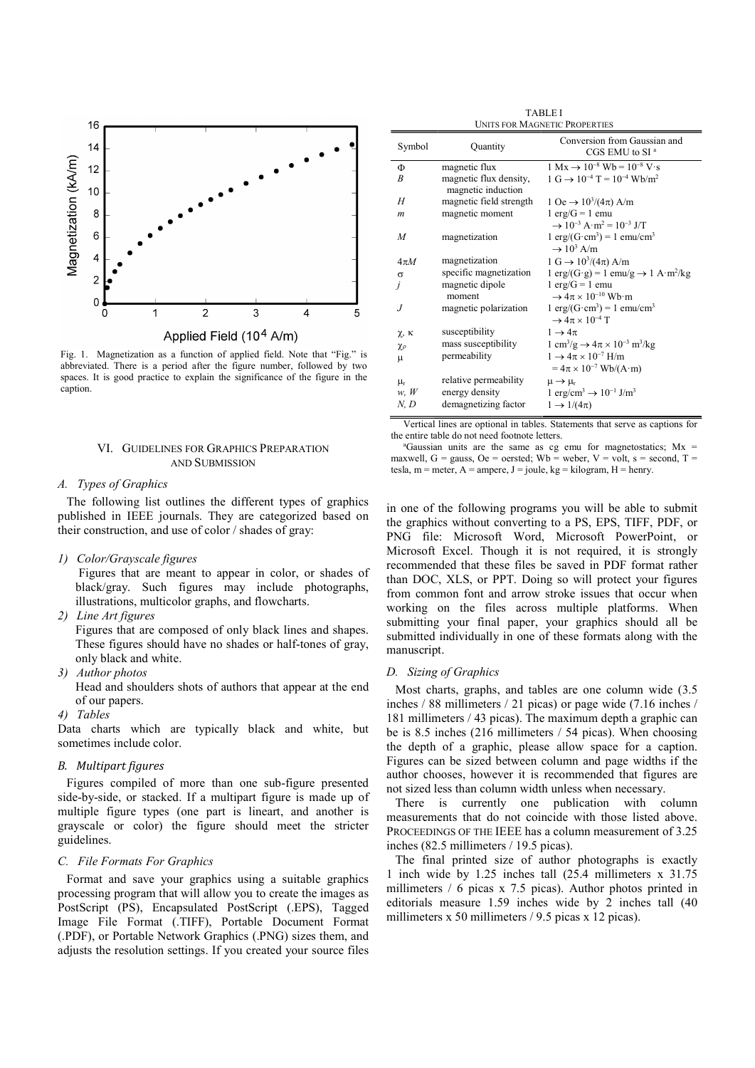Fig. 1. Magnetization as a function of applied field. Note that "Fig." is abbreviated. There is a period after the figure number, followed by two spaces. It is good practice to explain the significance of the figure in the caption.

TABLE I
UNITS FOR MAGNETIC PROPERTIES

| Symbol | Quantity | Conversion from Gaussian and CGS EMU to SI [a] |
|---|---|---|
| $\Phi$ | magnetic flux | $1\ \text{Mx} \rightarrow 10^{-8}\ \text{Wb} = 10^{-8}\ \text{V}\cdot\text{s}$ |
| $B$ | magnetic flux density, magnetic induction | $1\ \text{G} \rightarrow 10^{-4}\ \text{T} = 10^{-4}\ \text{Wb/m}^2$ |
| $H$ | magnetic field strength | $1\ \text{Oe} \rightarrow 10^3/(4\pi)\ \text{A/m}$ |
| $m$ | magnetic moment | $1\ \text{erg/G} = 1\ \text{emu} \rightarrow 10^{-3}\ \text{A}\cdot\text{m}^2 = 10^{-3}\ \text{J/T}$ |
| $M$ | magnetization | $1\ \text{erg/(G}\cdot\text{cm}^3) = 1\ \text{emu/cm}^3 \rightarrow 10^3\ \text{A/m}$ |
| $4\pi M$ | magnetization | $1\ \text{G} \rightarrow 10^3/(4\pi)\ \text{A/m}$ |
| $\sigma$ | specific magnetization | $1\ \text{erg/(G}\cdot\text{g}) = 1\ \text{emu/g} \rightarrow 1\ \text{A}\cdot\text{m}^2/\text{kg}$ |
| $j$ | magnetic dipole moment | $1\ \text{erg/G} = 1\ \text{emu} \rightarrow 4\pi \times 10^{-10}\ \text{Wb}\cdot\text{m}$ |
| $J$ | magnetic polarization | $1\ \text{erg/(G}\cdot\text{cm}^3) = 1\ \text{emu/cm}^3 \rightarrow 4\pi \times 10^{-4}\ \text{T}$ |
| $\chi$, $\kappa$ | susceptibility | $1 \rightarrow 4\pi$ |
| $\chi_\rho$ | mass susceptibility | $1\ \text{cm}^3/\text{g} \rightarrow 4\pi \times 10^{-3}\ \text{m}^3/\text{kg}$ |
| $\mu$ | permeability | $1 \rightarrow 4\pi \times 10^{-7}\ \text{H/m} = 4\pi \times 10^{-7}\ \text{Wb/(A}\cdot\text{m)}$ |
| $\mu_r$ | relative permeability | $\mu \rightarrow \mu_r$ |
| $w$, $W$ | energy density | $1\ \text{erg/cm}^3 \rightarrow 10^{-1}\ \text{J/m}^3$ |
| $N$, $D$ | demagnetizing factor | $1 \rightarrow 1/(4\pi)$ |

Vertical lines are optional in tables. Statements that serve as captions for the entire table do not need footnote letters.

[a]Gaussian units are the same as cg emu for magnetostatics; Mx = maxwell, G = gauss, Oe = oersted; Wb = weber, V = volt, s = second, T = tesla, m = meter, A = ampere, J = joule, kg = kilogram, H = henry.

## VI. Guidelines for Graphics Preparation and Submission

### A. Types of Graphics

The following list outlines the different types of graphics published in IEEE journals. They are categorized based on their construction, and use of color / shades of gray:

1) *Color/Grayscale figures*
   Figures that are meant to appear in color, or shades of black/gray. Such figures may include photographs, illustrations, multicolor graphs, and flowcharts.
2) *Line Art figures*
   Figures that are composed of only black lines and shapes. These figures should have no shades or half-tones of gray, only black and white.
3) *Author photos*
   Head and shoulders shots of authors that appear at the end of our papers.
4) *Tables*
   Data charts which are typically black and white, but sometimes include color.

### B. Multipart figures

Figures compiled of more than one sub-figure presented side-by-side, or stacked. If a multipart figure is made up of multiple figure types (one part is lineart, and another is grayscale or color) the figure should meet the stricter guidelines.

### C. File Formats For Graphics

Format and save your graphics using a suitable graphics processing program that will allow you to create the images as PostScript (PS), Encapsulated PostScript (.EPS), Tagged Image File Format (.TIFF), Portable Document Format (.PDF), or Portable Network Graphics (.PNG) sizes them, and adjusts the resolution settings. If you created your source files in one of the following programs you will be able to submit the graphics without converting to a PS, EPS, TIFF, PDF, or PNG file: Microsoft Word, Microsoft PowerPoint, or Microsoft Excel. Though it is not required, it is strongly recommended that these files be saved in PDF format rather than DOC, XLS, or PPT. Doing so will protect your figures from common font and arrow stroke issues that occur when working on the files across multiple platforms. When submitting your final paper, your graphics should all be submitted individually in one of these formats along with the manuscript.

### D. Sizing of Graphics

Most charts, graphs, and tables are one column wide (3.5 inches / 88 millimeters / 21 picas) or page wide (7.16 inches / 181 millimeters / 43 picas). The maximum depth a graphic can be is 8.5 inches (216 millimeters / 54 picas). When choosing the depth of a graphic, please allow space for a caption. Figures can be sized between column and page widths if the author chooses, however it is recommended that figures are not sized less than column width unless when necessary.

There is currently one publication with column measurements that do not coincide with those listed above. PROCEEDINGS OF THE IEEE has a column measurement of 3.25 inches (82.5 millimeters / 19.5 picas).

The final printed size of author photographs is exactly 1 inch wide by 1.25 inches tall (25.4 millimeters x 31.75 millimeters / 6 picas x 7.5 picas). Author photos printed in editorials measure 1.59 inches wide by 2 inches tall (40 millimeters x 50 millimeters / 9.5 picas x 12 picas).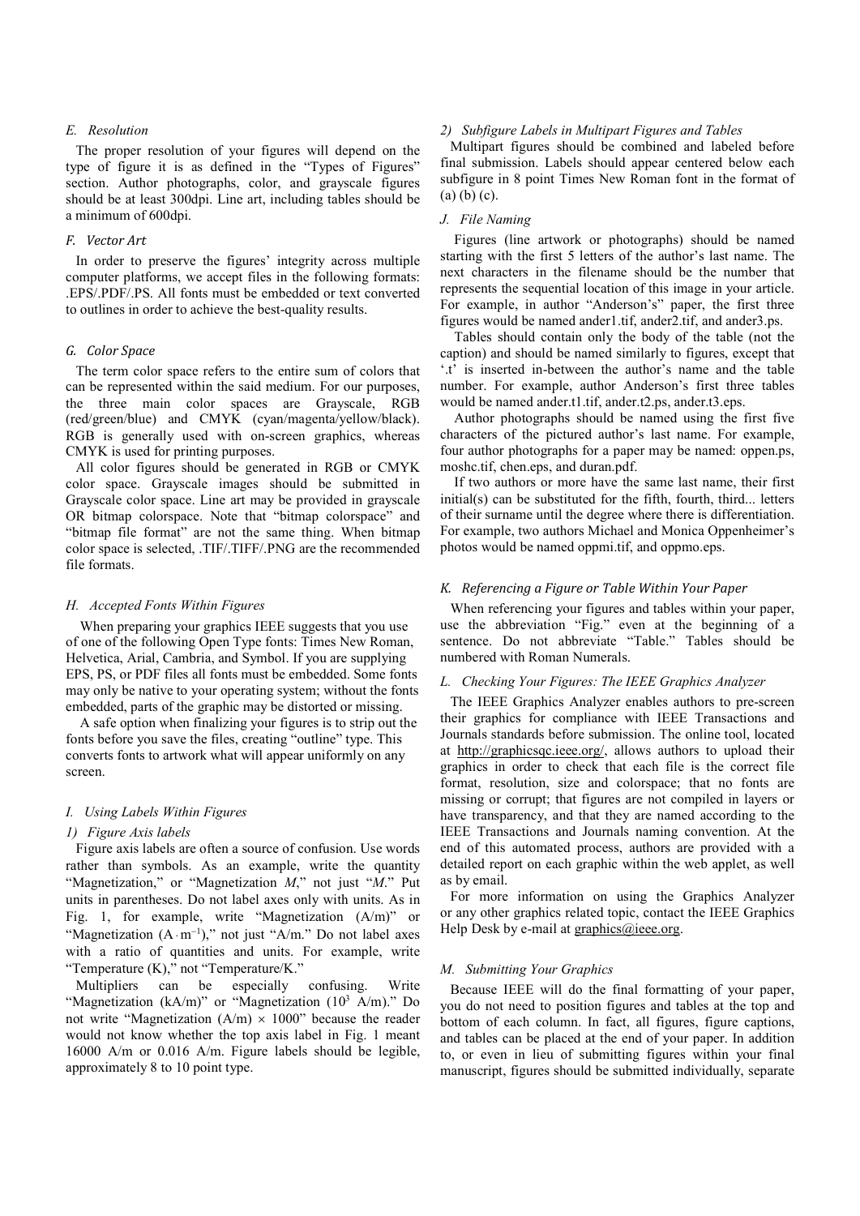### *E. Resolution*

The proper resolution of your figures will depend on the type of figure it is as defined in the "Types of Figures" section. Author photographs, color, and grayscale figures should be at least 300dpi. Line art, including tables should be a minimum of 600dpi.

### *F. Vector Art*

In order to preserve the figures' integrity across multiple computer platforms, we accept files in the following formats: .EPS/.PDF/.PS. All fonts must be embedded or text converted to outlines in order to achieve the best-quality results.

### *G. Color Space*

The term color space refers to the entire sum of colors that can be represented within the said medium. For our purposes, the three main color spaces are Grayscale, RGB (red/green/blue) and CMYK (cyan/magenta/yellow/black). RGB is generally used with on-screen graphics, whereas CMYK is used for printing purposes.

All color figures should be generated in RGB or CMYK color space. Grayscale images should be submitted in Grayscale color space. Line art may be provided in grayscale OR bitmap colorspace. Note that "bitmap colorspace" and "bitmap file format" are not the same thing. When bitmap color space is selected, .TIF/.TIFF/.PNG are the recommended file formats.

### *H. Accepted Fonts Within Figures*

When preparing your graphics IEEE suggests that you use of one of the following Open Type fonts: Times New Roman, Helvetica, Arial, Cambria, and Symbol. If you are supplying EPS, PS, or PDF files all fonts must be embedded. Some fonts may only be native to your operating system; without the fonts embedded, parts of the graphic may be distorted or missing.

A safe option when finalizing your figures is to strip out the fonts before you save the files, creating "outline" type. This converts fonts to artwork what will appear uniformly on any screen.

### *I. Using Labels Within Figures*

#### *1) Figure Axis labels*

Figure axis labels are often a source of confusion. Use words rather than symbols. As an example, write the quantity "Magnetization," or "Magnetization *M*," not just "*M*." Put units in parentheses. Do not label axes only with units. As in Fig. 1, for example, write "Magnetization (A/m)" or "Magnetization ($A \cdot m^{-1}$)," not just "A/m." Do not label axes with a ratio of quantities and units. For example, write "Temperature (K)," not "Temperature/K."

Multipliers can be especially confusing. Write "Magnetization (kA/m)" or "Magnetization ($10^3$ A/m)." Do not write "Magnetization (A/m) $\times$ 1000" because the reader would not know whether the top axis label in Fig. 1 meant 16000 A/m or 0.016 A/m. Figure labels should be legible, approximately 8 to 10 point type.

#### *2) Subfigure Labels in Multipart Figures and Tables*

Multipart figures should be combined and labeled before final submission. Labels should appear centered below each subfigure in 8 point Times New Roman font in the format of (a) (b) (c).

### *J. File Naming*

Figures (line artwork or photographs) should be named starting with the first 5 letters of the author's last name. The next characters in the filename should be the number that represents the sequential location of this image in your article. For example, in author "Anderson's" paper, the first three figures would be named ander1.tif, ander2.tif, and ander3.ps.

Tables should contain only the body of the table (not the caption) and should be named similarly to figures, except that '.t' is inserted in-between the author's name and the table number. For example, author Anderson's first three tables would be named ander.t1.tif, ander.t2.ps, ander.t3.eps.

Author photographs should be named using the first five characters of the pictured author's last name. For example, four author photographs for a paper may be named: oppen.ps, moshc.tif, chen.eps, and duran.pdf.

If two authors or more have the same last name, their first initial(s) can be substituted for the fifth, fourth, third... letters of their surname until the degree where there is differentiation. For example, two authors Michael and Monica Oppenheimer's photos would be named oppmi.tif, and oppmo.eps.

### *K. Referencing a Figure or Table Within Your Paper*

When referencing your figures and tables within your paper, use the abbreviation "Fig." even at the beginning of a sentence. Do not abbreviate "Table." Tables should be numbered with Roman Numerals.

### *L. Checking Your Figures: The IEEE Graphics Analyzer*

The IEEE Graphics Analyzer enables authors to pre-screen their graphics for compliance with IEEE Transactions and Journals standards before submission. The online tool, located at http://graphicsqc.ieee.org/, allows authors to upload their graphics in order to check that each file is the correct file format, resolution, size and colorspace; that no fonts are missing or corrupt; that figures are not compiled in layers or have transparency, and that they are named according to the IEEE Transactions and Journals naming convention. At the end of this automated process, authors are provided with a detailed report on each graphic within the web applet, as well as by email.

For more information on using the Graphics Analyzer or any other graphics related topic, contact the IEEE Graphics Help Desk by e-mail at graphics@ieee.org.

### *M. Submitting Your Graphics*

Because IEEE will do the final formatting of your paper, you do not need to position figures and tables at the top and bottom of each column. In fact, all figures, figure captions, and tables can be placed at the end of your paper. In addition to, or even in lieu of submitting figures within your final manuscript, figures should be submitted individually, separate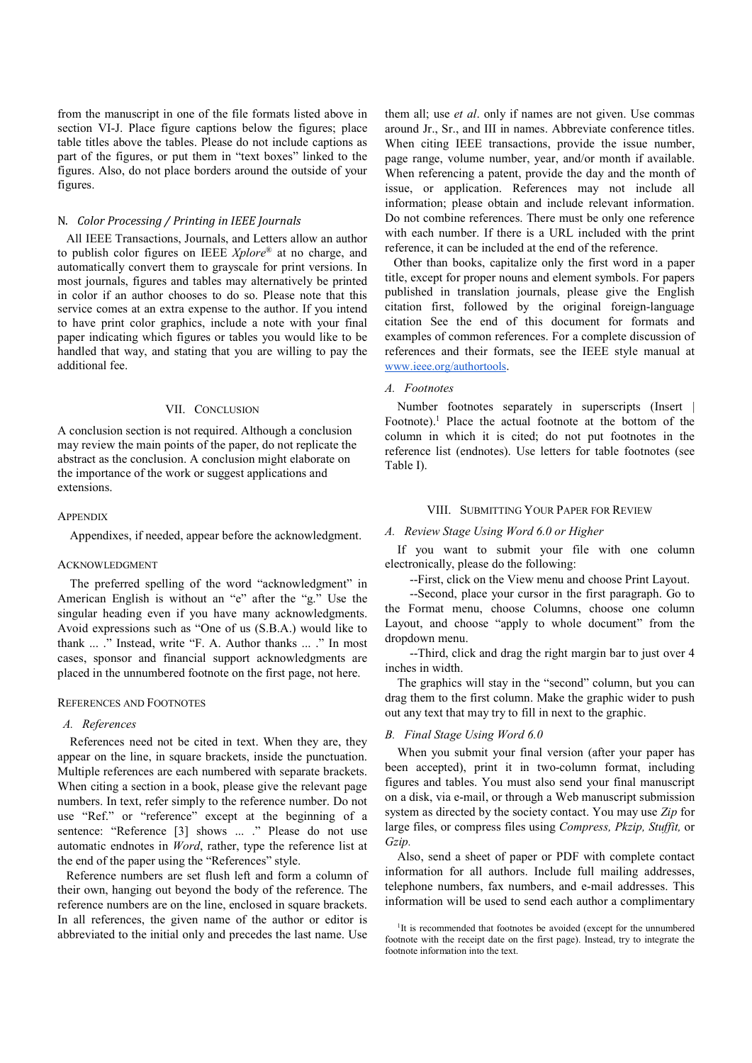from the manuscript in one of the file formats listed above in section VI-J. Place figure captions below the figures; place table titles above the tables. Please do not include captions as part of the figures, or put them in "text boxes" linked to the figures. Also, do not place borders around the outside of your figures.

### N. *Color Processing / Printing in IEEE Journals*

All IEEE Transactions, Journals, and Letters allow an author to publish color figures on IEEE *Xplore*® at no charge, and automatically convert them to grayscale for print versions. In most journals, figures and tables may alternatively be printed in color if an author chooses to do so. Please note that this service comes at an extra expense to the author. If you intend to have print color graphics, include a note with your final paper indicating which figures or tables you would like to be handled that way, and stating that you are willing to pay the additional fee.

## VII. Conclusion

A conclusion section is not required. Although a conclusion may review the main points of the paper, do not replicate the abstract as the conclusion. A conclusion might elaborate on the importance of the work or suggest applications and extensions.

## Appendix

Appendixes, if needed, appear before the acknowledgment.

## Acknowledgment

The preferred spelling of the word "acknowledgment" in American English is without an "e" after the "g." Use the singular heading even if you have many acknowledgments. Avoid expressions such as "One of us (S.B.A.) would like to thank ... ." Instead, write "F. A. Author thanks ... ." In most cases, sponsor and financial support acknowledgments are placed in the unnumbered footnote on the first page, not here.

## References and Footnotes

### A. *References*

References need not be cited in text. When they are, they appear on the line, in square brackets, inside the punctuation. Multiple references are each numbered with separate brackets. When citing a section in a book, please give the relevant page numbers. In text, refer simply to the reference number. Do not use "Ref." or "reference" except at the beginning of a sentence: "Reference [3] shows ... ." Please do not use automatic endnotes in *Word*, rather, type the reference list at the end of the paper using the "References" style.

Reference numbers are set flush left and form a column of their own, hanging out beyond the body of the reference. The reference numbers are on the line, enclosed in square brackets. In all references, the given name of the author or editor is abbreviated to the initial only and precedes the last name. Use them all; use *et al*. only if names are not given. Use commas around Jr., Sr., and III in names. Abbreviate conference titles. When citing IEEE transactions, provide the issue number, page range, volume number, year, and/or month if available. When referencing a patent, provide the day and the month of issue, or application. References may not include all information; please obtain and include relevant information. Do not combine references. There must be only one reference with each number. If there is a URL included with the print reference, it can be included at the end of the reference.

Other than books, capitalize only the first word in a paper title, except for proper nouns and element symbols. For papers published in translation journals, please give the English citation first, followed by the original foreign-language citation See the end of this document for formats and examples of common references. For a complete discussion of references and their formats, see the IEEE style manual at www.ieee.org/authortools.

### A. *Footnotes*

Number footnotes separately in superscripts (Insert | Footnote).[1] Place the actual footnote at the bottom of the column in which it is cited; do not put footnotes in the reference list (endnotes). Use letters for table footnotes (see Table I).

## VIII. Submitting Your Paper for Review

### A. *Review Stage Using Word 6.0 or Higher*

If you want to submit your file with one column electronically, please do the following:

--First, click on the View menu and choose Print Layout.

--Second, place your cursor in the first paragraph. Go to the Format menu, choose Columns, choose one column Layout, and choose "apply to whole document" from the dropdown menu.

--Third, click and drag the right margin bar to just over 4 inches in width.

The graphics will stay in the "second" column, but you can drag them to the first column. Make the graphic wider to push out any text that may try to fill in next to the graphic.

### B. *Final Stage Using Word 6.0*

When you submit your final version (after your paper has been accepted), print it in two-column format, including figures and tables. You must also send your final manuscript on a disk, via e-mail, or through a Web manuscript submission system as directed by the society contact. You may use *Zip* for large files, or compress files using *Compress, Pkzip, Stuffit,* or *Gzip.*

Also, send a sheet of paper or PDF with complete contact information for all authors. Include full mailing addresses, telephone numbers, fax numbers, and e-mail addresses. This information will be used to send each author a complimentary

[1]It is recommended that footnotes be avoided (except for the unnumbered footnote with the receipt date on the first page). Instead, try to integrate the footnote information into the text.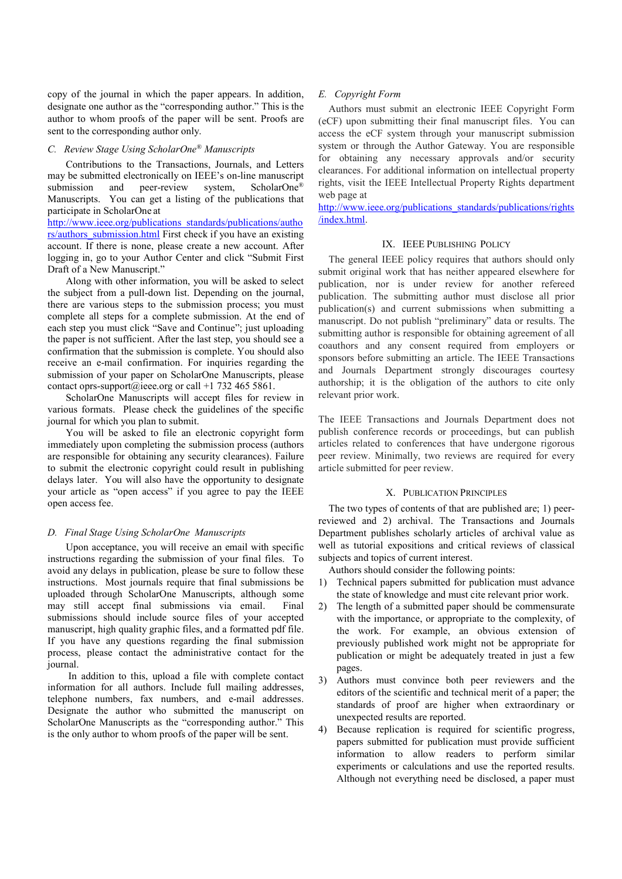copy of the journal in which the paper appears. In addition, designate one author as the "corresponding author." This is the author to whom proofs of the paper will be sent. Proofs are sent to the corresponding author only.

### *C. Review Stage Using ScholarOne® Manuscripts*

Contributions to the Transactions, Journals, and Letters may be submitted electronically on IEEE's on-line manuscript submission and peer-review system, ScholarOne® Manuscripts. You can get a listing of the publications that participate in ScholarOne at http://www.ieee.org/publications_standards/publications/authors/authors_submission.html First check if you have an existing account. If there is none, please create a new account. After logging in, go to your Author Center and click "Submit First Draft of a New Manuscript."

Along with other information, you will be asked to select the subject from a pull-down list. Depending on the journal, there are various steps to the submission process; you must complete all steps for a complete submission. At the end of each step you must click "Save and Continue"; just uploading the paper is not sufficient. After the last step, you should see a confirmation that the submission is complete. You should also receive an e-mail confirmation. For inquiries regarding the submission of your paper on ScholarOne Manuscripts, please contact oprs-support@ieee.org or call +1 732 465 5861.

ScholarOne Manuscripts will accept files for review in various formats. Please check the guidelines of the specific journal for which you plan to submit.

You will be asked to file an electronic copyright form immediately upon completing the submission process (authors are responsible for obtaining any security clearances). Failure to submit the electronic copyright could result in publishing delays later. You will also have the opportunity to designate your article as "open access" if you agree to pay the IEEE open access fee.

### *D. Final Stage Using ScholarOne Manuscripts*

Upon acceptance, you will receive an email with specific instructions regarding the submission of your final files. To avoid any delays in publication, please be sure to follow these instructions. Most journals require that final submissions be uploaded through ScholarOne Manuscripts, although some may still accept final submissions via email. Final submissions should include source files of your accepted manuscript, high quality graphic files, and a formatted pdf file. If you have any questions regarding the final submission process, please contact the administrative contact for the journal.

In addition to this, upload a file with complete contact information for all authors. Include full mailing addresses, telephone numbers, fax numbers, and e-mail addresses. Designate the author who submitted the manuscript on ScholarOne Manuscripts as the "corresponding author." This is the only author to whom proofs of the paper will be sent.

### *E. Copyright Form*

Authors must submit an electronic IEEE Copyright Form (eCF) upon submitting their final manuscript files. You can access the eCF system through your manuscript submission system or through the Author Gateway. You are responsible for obtaining any necessary approvals and/or security clearances. For additional information on intellectual property rights, visit the IEEE Intellectual Property Rights department web page at http://www.ieee.org/publications_standards/publications/rights/index.html.

## IX. IEEE Publishing Policy

The general IEEE policy requires that authors should only submit original work that has neither appeared elsewhere for publication, nor is under review for another refereed publication. The submitting author must disclose all prior publication(s) and current submissions when submitting a manuscript. Do not publish "preliminary" data or results. The submitting author is responsible for obtaining agreement of all coauthors and any consent required from employers or sponsors before submitting an article. The IEEE Transactions and Journals Department strongly discourages courtesy authorship; it is the obligation of the authors to cite only relevant prior work.

The IEEE Transactions and Journals Department does not publish conference records or proceedings, but can publish articles related to conferences that have undergone rigorous peer review. Minimally, two reviews are required for every article submitted for peer review.

## X. Publication Principles

The two types of contents of that are published are; 1) peer-reviewed and 2) archival. The Transactions and Journals Department publishes scholarly articles of archival value as well as tutorial expositions and critical reviews of classical subjects and topics of current interest.

Authors should consider the following points:

1) Technical papers submitted for publication must advance the state of knowledge and must cite relevant prior work.
2) The length of a submitted paper should be commensurate with the importance, or appropriate to the complexity, of the work. For example, an obvious extension of previously published work might not be appropriate for publication or might be adequately treated in just a few pages.
3) Authors must convince both peer reviewers and the editors of the scientific and technical merit of a paper; the standards of proof are higher when extraordinary or unexpected results are reported.
4) Because replication is required for scientific progress, papers submitted for publication must provide sufficient information to allow readers to perform similar experiments or calculations and use the reported results. Although not everything need be disclosed, a paper must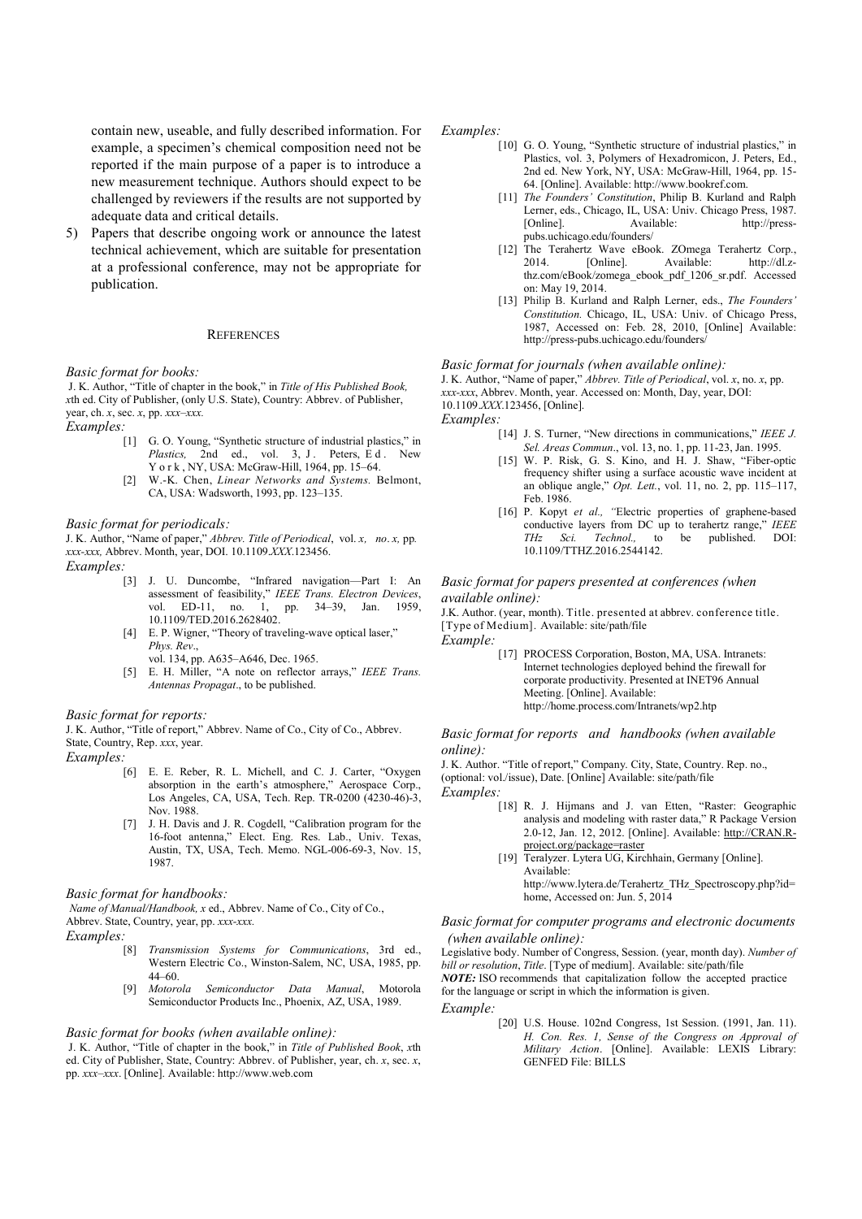contain new, useable, and fully described information. For example, a specimen's chemical composition need not be reported if the main purpose of a paper is to introduce a new measurement technique. Authors should expect to be challenged by reviewers if the results are not supported by adequate data and critical details.

5) Papers that describe ongoing work or announce the latest technical achievement, which are suitable for presentation at a professional conference, may not be appropriate for publication.

## REFERENCES

*Basic format for books:*

J. K. Author, "Title of chapter in the book," in *Title of His Published Book, x*th ed. City of Publisher, (only U.S. State), Country: Abbrev. of Publisher, year, ch. *x*, sec. *x*, pp. *xxx–xxx.*

*Examples:*

[1] G. O. Young, "Synthetic structure of industrial plastics," in *Plastics,* 2nd ed., vol. 3, J. Peters, Ed. New York, NY, USA: McGraw-Hill, 1964, pp. 15–64.

[2] W.-K. Chen, *Linear Networks and Systems.* Belmont, CA, USA: Wadsworth, 1993, pp. 123–135.

*Basic format for periodicals:*

J. K. Author, "Name of paper," *Abbrev. Title of Periodical*, vol. *x, no*. *x,* pp*. xxx-xxx,* Abbrev. Month, year, DOI. 10.1109.*XXX*.123456.

*Examples:*

[3] J. U. Duncombe, "Infrared navigation—Part I: An assessment of feasibility," *IEEE Trans. Electron Devices*, vol. ED-11, no. 1, pp. 34–39, Jan. 1959, 10.1109/TED.2016.2628402.

[4] E. P. Wigner, "Theory of traveling-wave optical laser," *Phys. Rev*., vol. 134, pp. A635–A646, Dec. 1965.

[5] E. H. Miller, "A note on reflector arrays," *IEEE Trans. Antennas Propagat*., to be published.

*Basic format for reports:*

J. K. Author, "Title of report," Abbrev. Name of Co., City of Co., Abbrev. State, Country, Rep. *xxx*, year.

*Examples:*

[6] E. E. Reber, R. L. Michell, and C. J. Carter, "Oxygen absorption in the earth's atmosphere," Aerospace Corp., Los Angeles, CA, USA, Tech. Rep. TR-0200 (4230-46)-3, Nov. 1988.

[7] J. H. Davis and J. R. Cogdell, "Calibration program for the 16-foot antenna," Elect. Eng. Res. Lab., Univ. Texas, Austin, TX, USA, Tech. Memo. NGL-006-69-3, Nov. 15, 1987.

*Basic format for handbooks:*

*Name of Manual/Handbook, x* ed., Abbrev. Name of Co., City of Co., Abbrev. State, Country, year, pp. *xxx-xxx.*

*Examples:*

[8] *Transmission Systems for Communications*, 3rd ed., Western Electric Co., Winston-Salem, NC, USA, 1985, pp. 44–60.

[9] *Motorola Semiconductor Data Manual*, Motorola Semiconductor Products Inc., Phoenix, AZ, USA, 1989.

*Basic format for books (when available online):*

J. K. Author, "Title of chapter in the book," in *Title of Published Book*, *x*th ed. City of Publisher, State, Country: Abbrev. of Publisher, year, ch. *x*, sec. *x*, pp. *xxx–xxx*. [Online]. Available: http://www.web.com

*Examples:*

[10] G. O. Young, "Synthetic structure of industrial plastics," in Plastics, vol. 3, Polymers of Hexadromicon, J. Peters, Ed., 2nd ed. New York, NY, USA: McGraw-Hill, 1964, pp. 15-64. [Online]. Available: http://www.bookref.com.

[11] *The Founders' Constitution*, Philip B. Kurland and Ralph Lerner, eds., Chicago, IL, USA: Univ. Chicago Press, 1987. [Online]. Available: http://press-pubs.uchicago.edu/founders/

[12] The Terahertz Wave eBook. ZOmega Terahertz Corp., 2014. [Online]. Available: http://dl.z-thz.com/eBook/zomega_ebook_pdf_1206_sr.pdf. Accessed on: May 19, 2014.

[13] Philip B. Kurland and Ralph Lerner, eds., *The Founders' Constitution.* Chicago, IL, USA: Univ. of Chicago Press, 1987, Accessed on: Feb. 28, 2010, [Online] Available: http://press-pubs.uchicago.edu/founders/

*Basic format for journals (when available online):*

J. K. Author, "Name of paper," *Abbrev. Title of Periodical*, vol. *x*, no. *x*, pp. *xxx-xxx*, Abbrev. Month, year. Accessed on: Month, Day, year, DOI: 10.1109.*XXX*.123456, [Online].

*Examples:*

[14] J. S. Turner, "New directions in communications," *IEEE J. Sel. Areas Commun*., vol. 13, no. 1, pp. 11-23, Jan. 1995.

[15] W. P. Risk, G. S. Kino, and H. J. Shaw, "Fiber-optic frequency shifter using a surface acoustic wave incident at an oblique angle," *Opt. Lett.*, vol. 11, no. 2, pp. 115–117, Feb. 1986.

[16] P. Kopyt *et al., "*Electric properties of graphene-based conductive layers from DC up to terahertz range," *IEEE THz Sci. Technol.,* to be published. DOI: 10.1109/TTHZ.2016.2544142.

*Basic format for papers presented at conferences (when available online):*

J.K. Author. (year, month). Title. presented at abbrev. conference title. [Type of Medium]. Available: site/path/file

*Example:*

[17] PROCESS Corporation, Boston, MA, USA. Intranets: Internet technologies deployed behind the firewall for corporate productivity. Presented at INET96 Annual Meeting. [Online]. Available: http://home.process.com/Intranets/wp2.htp

*Basic format for reports and handbooks (when available online):*

J. K. Author. "Title of report," Company. City, State, Country. Rep. no., (optional: vol./issue), Date. [Online] Available: site/path/file

*Examples:*

[18] R. J. Hijmans and J. van Etten, "Raster: Geographic analysis and modeling with raster data," R Package Version 2.0-12, Jan. 12, 2012. [Online]. Available: http://CRAN.R-project.org/package=raster

[19] Teralyzer. Lytera UG, Kirchhain, Germany [Online]. Available: http://www.lytera.de/Terahertz_THz_Spectroscopy.php?id=home, Accessed on: Jun. 5, 2014

*Basic format for computer programs and electronic documents (when available online):*

Legislative body. Number of Congress, Session. (year, month day). *Number of bill or resolution*, *Title*. [Type of medium]. Available: site/path/file

***NOTE:*** ISO recommends that capitalization follow the accepted practice for the language or script in which the information is given.

*Example:*

[20] U.S. House. 102nd Congress, 1st Session. (1991, Jan. 11). *H. Con. Res. 1, Sense of the Congress on Approval of Military Action*. [Online]. Available: LEXIS Library: GENFED File: BILLS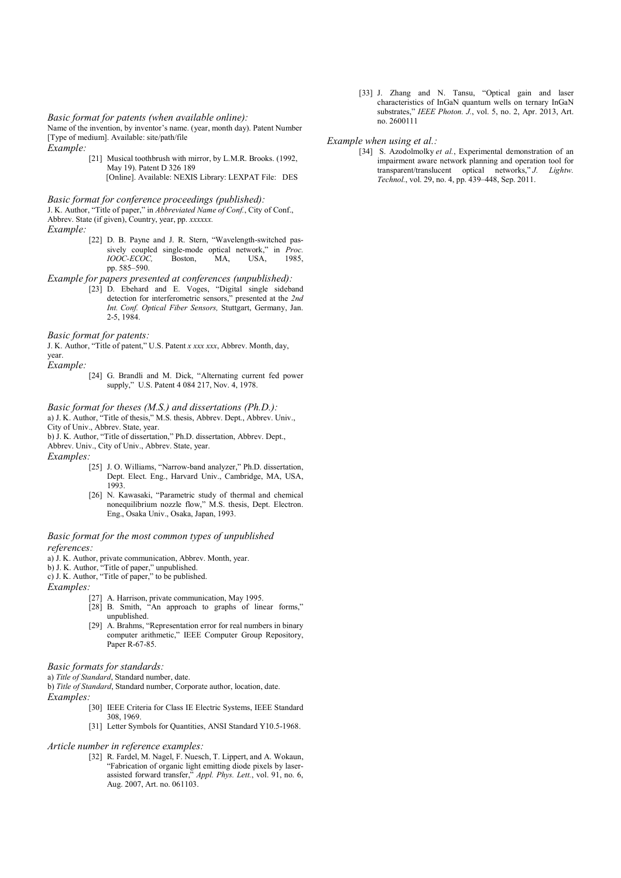*Basic format for patents (when available online):*

Name of the invention, by inventor's name. (year, month day). Patent Number [Type of medium]. Available: site/path/file

*Example:*

[21] Musical toothbrush with mirror, by L.M.R. Brooks. (1992, May 19). Patent D 326 189 [Online]. Available: NEXIS Library: LEXPAT File: DES

*Basic format for conference proceedings (published):*

J. K. Author, "Title of paper," in *Abbreviated Name of Conf.*, City of Conf., Abbrev. State (if given), Country, year, pp. *xxxxxx.*

*Example:*

[22] D. B. Payne and J. R. Stern, "Wavelength-switched passively coupled single-mode optical network," in *Proc. IOOC-ECOC,* Boston, MA, USA, 1985, pp. 585–590.

*Example for papers presented at conferences (unpublished):*

[23] D. Ebehard and E. Voges, "Digital single sideband detection for interferometric sensors," presented at the *2nd Int. Conf. Optical Fiber Sensors,* Stuttgart, Germany, Jan. 2-5, 1984.

*Basic format for patents:*

J. K. Author, "Title of patent," U.S. Patent *x xxx xxx*, Abbrev. Month, day, year.

*Example:*

[24] G. Brandli and M. Dick, "Alternating current fed power supply," U.S. Patent 4 084 217, Nov. 4, 1978.

*Basic format for theses (M.S.) and dissertations (Ph.D.):*

a) J. K. Author, "Title of thesis," M.S. thesis, Abbrev. Dept., Abbrev. Univ., City of Univ., Abbrev. State, year.

b) J. K. Author, "Title of dissertation," Ph.D. dissertation, Abbrev. Dept., Abbrev. Univ., City of Univ., Abbrev. State, year.

*Examples:*

[25] J. O. Williams, "Narrow-band analyzer," Ph.D. dissertation, Dept. Elect. Eng., Harvard Univ., Cambridge, MA, USA, 1993.

[26] N. Kawasaki, "Parametric study of thermal and chemical nonequilibrium nozzle flow," M.S. thesis, Dept. Electron. Eng., Osaka Univ., Osaka, Japan, 1993.

*Basic format for the most common types of unpublished references:*

a) J. K. Author, private communication, Abbrev. Month, year.

b) J. K. Author, "Title of paper," unpublished.

c) J. K. Author, "Title of paper," to be published.

*Examples:*

[27] A. Harrison, private communication, May 1995.

[28] B. Smith, "An approach to graphs of linear forms," unpublished.

[29] A. Brahms, "Representation error for real numbers in binary computer arithmetic," IEEE Computer Group Repository, Paper R-67-85.

*Basic formats for standards:*

a) *Title of Standard*, Standard number, date.

b) *Title of Standard*, Standard number, Corporate author, location, date.

*Examples:*

[30] IEEE Criteria for Class IE Electric Systems, IEEE Standard 308, 1969.

[31] Letter Symbols for Quantities, ANSI Standard Y10.5-1968.

*Article number in reference examples:*

[32] R. Fardel, M. Nagel, F. Nuesch, T. Lippert, and A. Wokaun, "Fabrication of organic light emitting diode pixels by laser-assisted forward transfer," *Appl. Phys. Lett.*, vol. 91, no. 6, Aug. 2007, Art. no. 061103.

[33] J. Zhang and N. Tansu, "Optical gain and laser characteristics of InGaN quantum wells on ternary InGaN substrates," *IEEE Photon. J.*, vol. 5, no. 2, Apr. 2013, Art. no. 2600111

*Example when using et al.:*

[34] S. Azodolmolky *et al.*, Experimental demonstration of an impairment aware network planning and operation tool for transparent/translucent optical networks," *J. Lightw. Technol.*, vol. 29, no. 4, pp. 439–448, Sep. 2011.